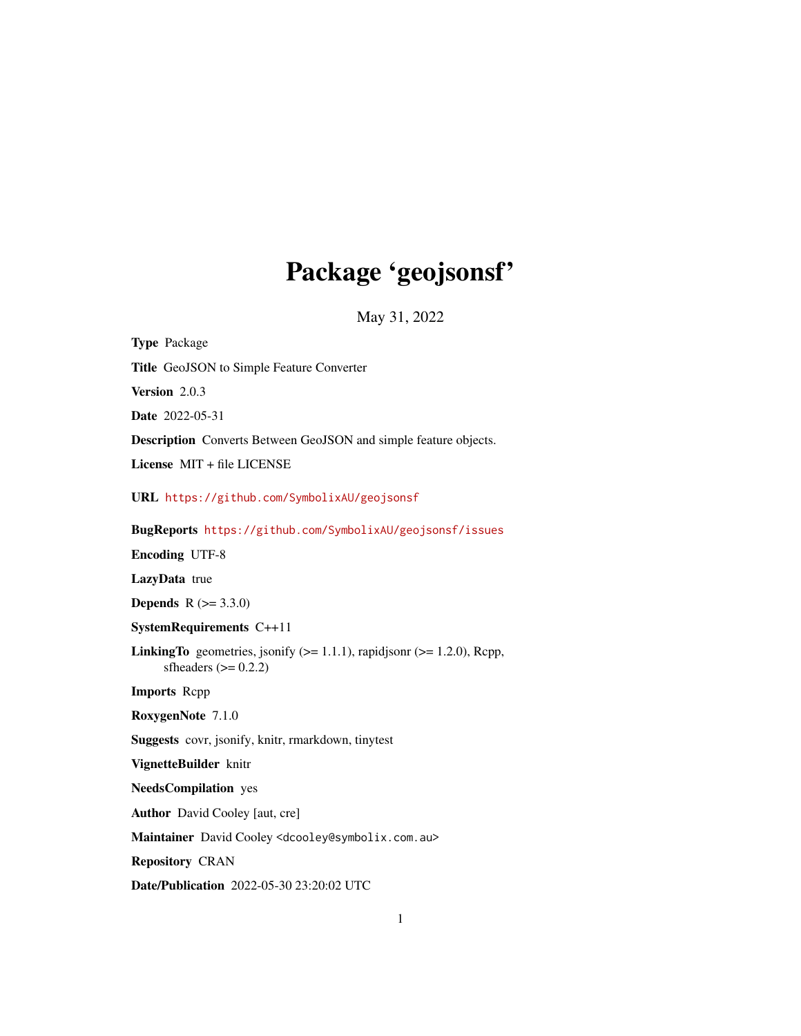# Package 'geojsonsf'

May 31, 2022

**Type** Package

**Title** GeoJSON to Simple Feature Converter

**Version** 2.0.3

**Date** 2022-05-31

**Description** Converts Between GeoJSON and simple feature objects.

**License** MIT + file LICENSE

**URL** https://github.com/SymbolixAU/geojsonsf

**BugReports** https://github.com/SymbolixAU/geojsonsf/issues

**Encoding** UTF-8

**LazyData** true

**Depends** R (>= 3.3.0)

**SystemRequirements** C++11

**LinkingTo** geometries, jsonify (>= 1.1.1), rapidjsonr (>= 1.2.0), Rcpp, sfheaders (>= 0.2.2)

**Imports** Rcpp

**RoxygenNote** 7.1.0

**Suggests** covr, jsonify, knitr, rmarkdown, tinytest

**VignetteBuilder** knitr

**NeedsCompilation** yes

**Author** David Cooley [aut, cre]

**Maintainer** David Cooley <dcooley@symbolix.com.au>

**Repository** CRAN

**Date/Publication** 2022-05-30 23:20:02 UTC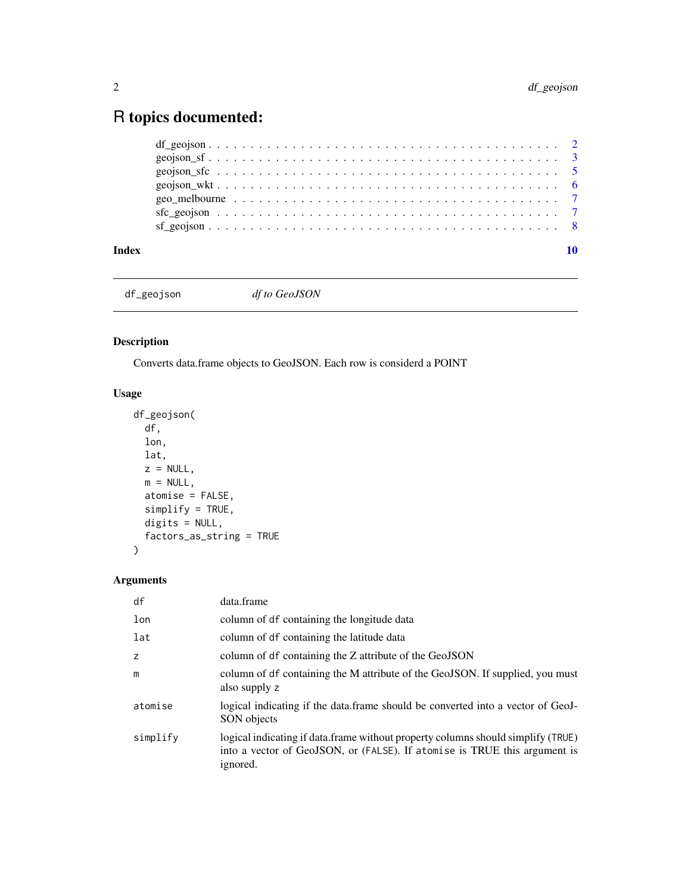# R topics documented:

| | |
|---|---|
| df_geojson | 2 |
| geojson_sf | 3 |
| geojson_sfc | 5 |
| geojson_wkt | 6 |
| geo_melbourne | 7 |
| sfc_geojson | 7 |
| sf_geojson | 8 |

**Index** **10**

---

## df_geojson *df to GeoJSON*

---

### Description

Converts data.frame objects to GeoJSON. Each row is considerd a POINT

### Usage

```
df_geojson(
  df,
  lon,
  lat,
  z = NULL,
  m = NULL,
  atomise = FALSE,
  simplify = TRUE,
  digits = NULL,
  factors_as_string = TRUE
)
```

### Arguments

| | |
|---|---|
| df | data.frame |
| lon | column of df containing the longitude data |
| lat | column of df containing the latitude data |
| z | column of df containing the Z attribute of the GeoJSON |
| m | column of df containing the M attribute of the GeoJSON. If supplied, you must also supply z |
| atomise | logical indicating if the data.frame should be converted into a vector of GeoJSON objects |
| simplify | logical indicating if data.frame without property columns should simplify (TRUE) into a vector of GeoJSON, or (FALSE). If atomise is TRUE this argument is ignored. |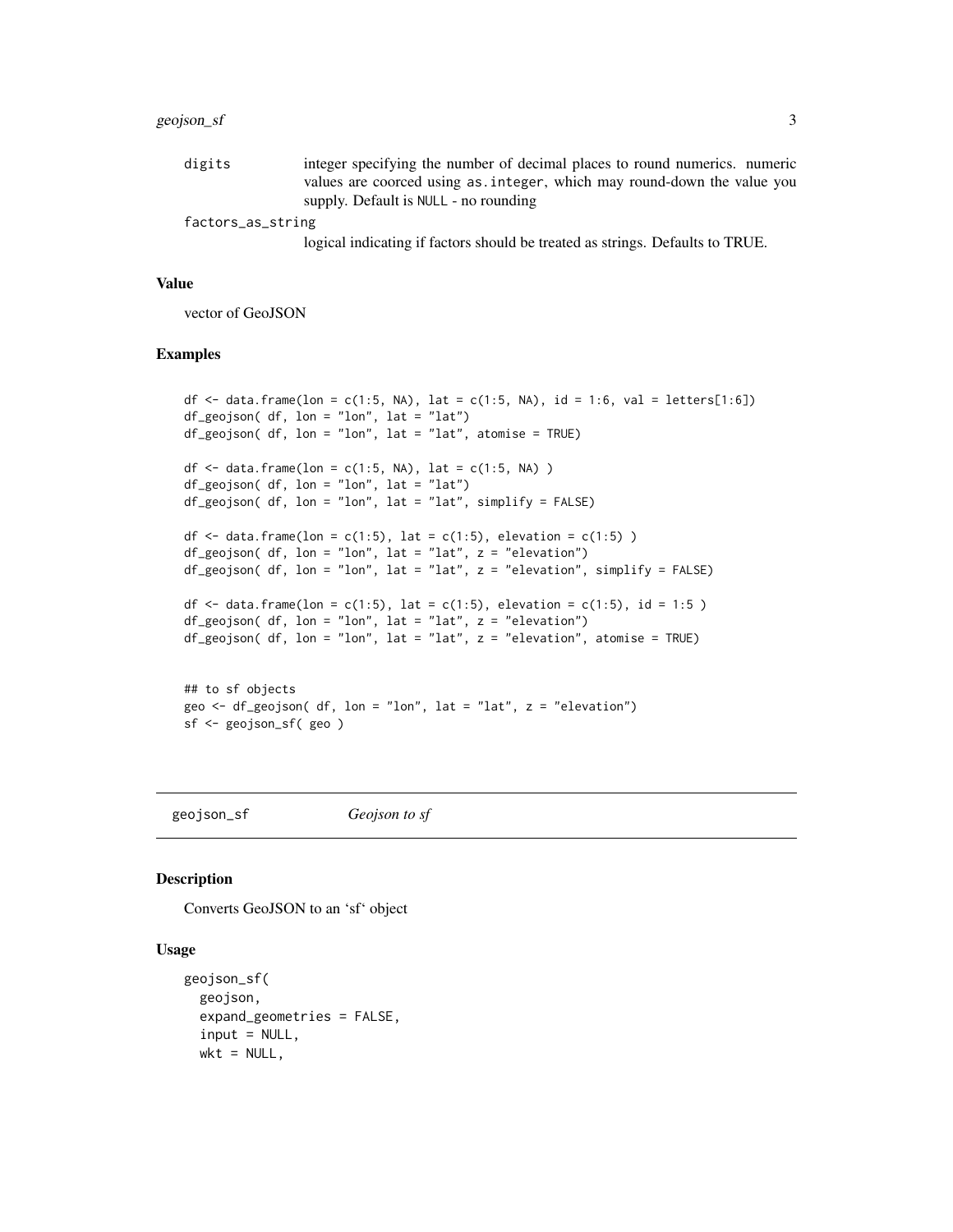digits
: integer specifying the number of decimal places to round numerics. numeric values are coorced using `as.integer`, which may round-down the value you supply. Default is `NULL` - no rounding

factors_as_string
: logical indicating if factors should be treated as strings. Defaults to TRUE.

### Value

vector of GeoJSON

### Examples

```
df <- data.frame(lon = c(1:5, NA), lat = c(1:5, NA), id = 1:6, val = letters[1:6])
df_geojson( df, lon = "lon", lat = "lat")
df_geojson( df, lon = "lon", lat = "lat", atomise = TRUE)

df <- data.frame(lon = c(1:5, NA), lat = c(1:5, NA) )
df_geojson( df, lon = "lon", lat = "lat")
df_geojson( df, lon = "lon", lat = "lat", simplify = FALSE)

df <- data.frame(lon = c(1:5), lat = c(1:5), elevation = c(1:5) )
df_geojson( df, lon = "lon", lat = "lat", z = "elevation")
df_geojson( df, lon = "lon", lat = "lat", z = "elevation", simplify = FALSE)

df <- data.frame(lon = c(1:5), lat = c(1:5), elevation = c(1:5), id = 1:5 )
df_geojson( df, lon = "lon", lat = "lat", z = "elevation")
df_geojson( df, lon = "lon", lat = "lat", z = "elevation", atomise = TRUE)


## to sf objects
geo <- df_geojson( df, lon = "lon", lat = "lat", z = "elevation")
sf <- geojson_sf( geo )
```

---

## geojson_sf — *Geojson to sf*

### Description

Converts GeoJSON to an 'sf' object

### Usage

```
geojson_sf(
  geojson,
  expand_geometries = FALSE,
  input = NULL,
  wkt = NULL,
```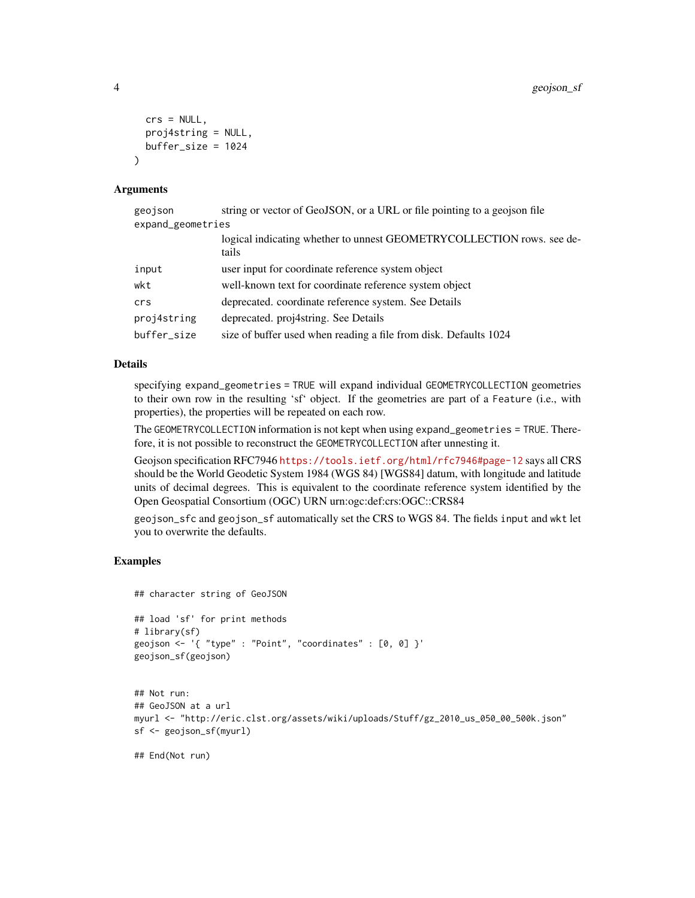```
  crs = NULL,
  proj4string = NULL,
  buffer_size = 1024
)
```

## Arguments

| | |
|---|---|
| geojson | string or vector of GeoJSON, or a URL or file pointing to a geojson file |
| expand_geometries | logical indicating whether to unnest GEOMETRYCOLLECTION rows. see details |
| input | user input for coordinate reference system object |
| wkt | well-known text for coordinate reference system object |
| crs | deprecated. coordinate reference system. See Details |
| proj4string | deprecated. proj4string. See Details |
| buffer_size | size of buffer used when reading a file from disk. Defaults 1024 |

## Details

specifying `expand_geometries = TRUE` will expand individual `GEOMETRYCOLLECTION` geometries to their own row in the resulting 'sf' object. If the geometries are part of a `Feature` (i.e., with properties), the properties will be repeated on each row.

The `GEOMETRYCOLLECTION` information is not kept when using `expand_geometries = TRUE`. Therefore, it is not possible to reconstruct the `GEOMETRYCOLLECTION` after unnesting it.

Geojson specification RFC7946 https://tools.ietf.org/html/rfc7946#page-12 says all CRS should be the World Geodetic System 1984 (WGS 84) [WGS84] datum, with longitude and latitude units of decimal degrees. This is equivalent to the coordinate reference system identified by the Open Geospatial Consortium (OGC) URN urn:ogc:def:crs:OGC::CRS84

`geojson_sfc` and `geojson_sf` automatically set the CRS to WGS 84. The fields `input` and `wkt` let you to overwrite the defaults.

## Examples

```
## character string of GeoJSON

## load 'sf' for print methods
# library(sf)
geojson <- '{ "type" : "Point", "coordinates" : [0, 0] }'
geojson_sf(geojson)


## Not run:
## GeoJSON at a url
myurl <- "http://eric.clst.org/assets/wiki/uploads/Stuff/gz_2010_us_050_00_500k.json"
sf <- geojson_sf(myurl)

## End(Not run)
```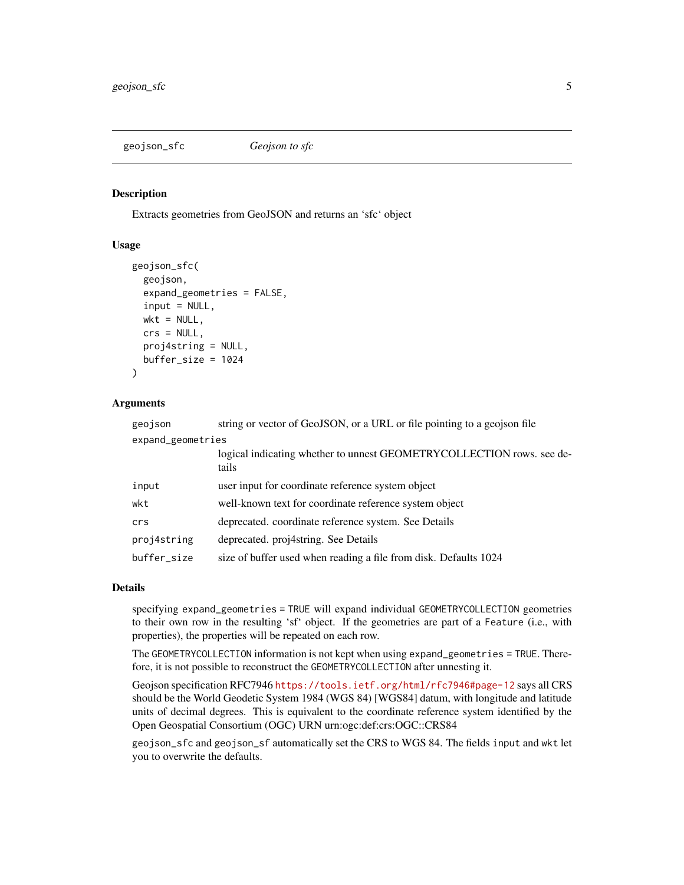# geojson_sfc — *Geojson to sfc*

## Description

Extracts geometries from GeoJSON and returns an 'sfc' object

## Usage

```
geojson_sfc(
  geojson,
  expand_geometries = FALSE,
  input = NULL,
  wkt = NULL,
  crs = NULL,
  proj4string = NULL,
  buffer_size = 1024
)
```

## Arguments

| Argument | Description |
|---|---|
| `geojson` | string or vector of GeoJSON, or a URL or file pointing to a geojson file |
| `expand_geometries` | logical indicating whether to unnest GEOMETRYCOLLECTION rows. see details |
| `input` | user input for coordinate reference system object |
| `wkt` | well-known text for coordinate reference system object |
| `crs` | deprecated. coordinate reference system. See Details |
| `proj4string` | deprecated. proj4string. See Details |
| `buffer_size` | size of buffer used when reading a file from disk. Defaults 1024 |

## Details

specifying `expand_geometries = TRUE` will expand individual `GEOMETRYCOLLECTION` geometries to their own row in the resulting 'sf' object. If the geometries are part of a `Feature` (i.e., with properties), the properties will be repeated on each row.

The `GEOMETRYCOLLECTION` information is not kept when using `expand_geometries = TRUE`. Therefore, it is not possible to reconstruct the `GEOMETRYCOLLECTION` after unnesting it.

Geojson specification RFC7946 https://tools.ietf.org/html/rfc7946#page-12 says all CRS should be the World Geodetic System 1984 (WGS 84) [WGS84] datum, with longitude and latitude units of decimal degrees. This is equivalent to the coordinate reference system identified by the Open Geospatial Consortium (OGC) URN urn:ogc:def:crs:OGC::CRS84

`geojson_sfc` and `geojson_sf` automatically set the CRS to WGS 84. The fields `input` and `wkt` let you to overwrite the defaults.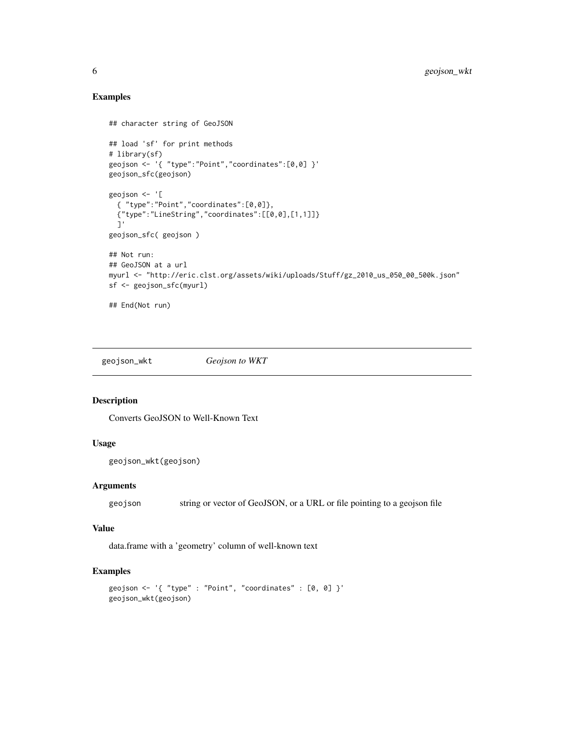### Examples

```
## character string of GeoJSON

## load 'sf' for print methods
# library(sf)
geojson <- '{ "type":"Point","coordinates":[0,0] }'
geojson_sfc(geojson)

geojson <- '[
  { "type":"Point","coordinates":[0,0]},
  {"type":"LineString","coordinates":[[0,0],[1,1]]}
  ]'
geojson_sfc( geojson )

## Not run:
## GeoJSON at a url
myurl <- "http://eric.clst.org/assets/wiki/uploads/Stuff/gz_2010_us_050_00_500k.json"
sf <- geojson_sfc(myurl)

## End(Not run)
```

---

## geojson_wkt &nbsp;&nbsp;&nbsp;&nbsp; *Geojson to WKT*

### Description

Converts GeoJSON to Well-Known Text

### Usage

```
geojson_wkt(geojson)
```

### Arguments

| | |
|---|---|
| geojson | string or vector of GeoJSON, or a URL or file pointing to a geojson file |

### Value

data.frame with a 'geometry' column of well-known text

### Examples

```
geojson <- '{ "type" : "Point", "coordinates" : [0, 0] }'
geojson_wkt(geojson)
```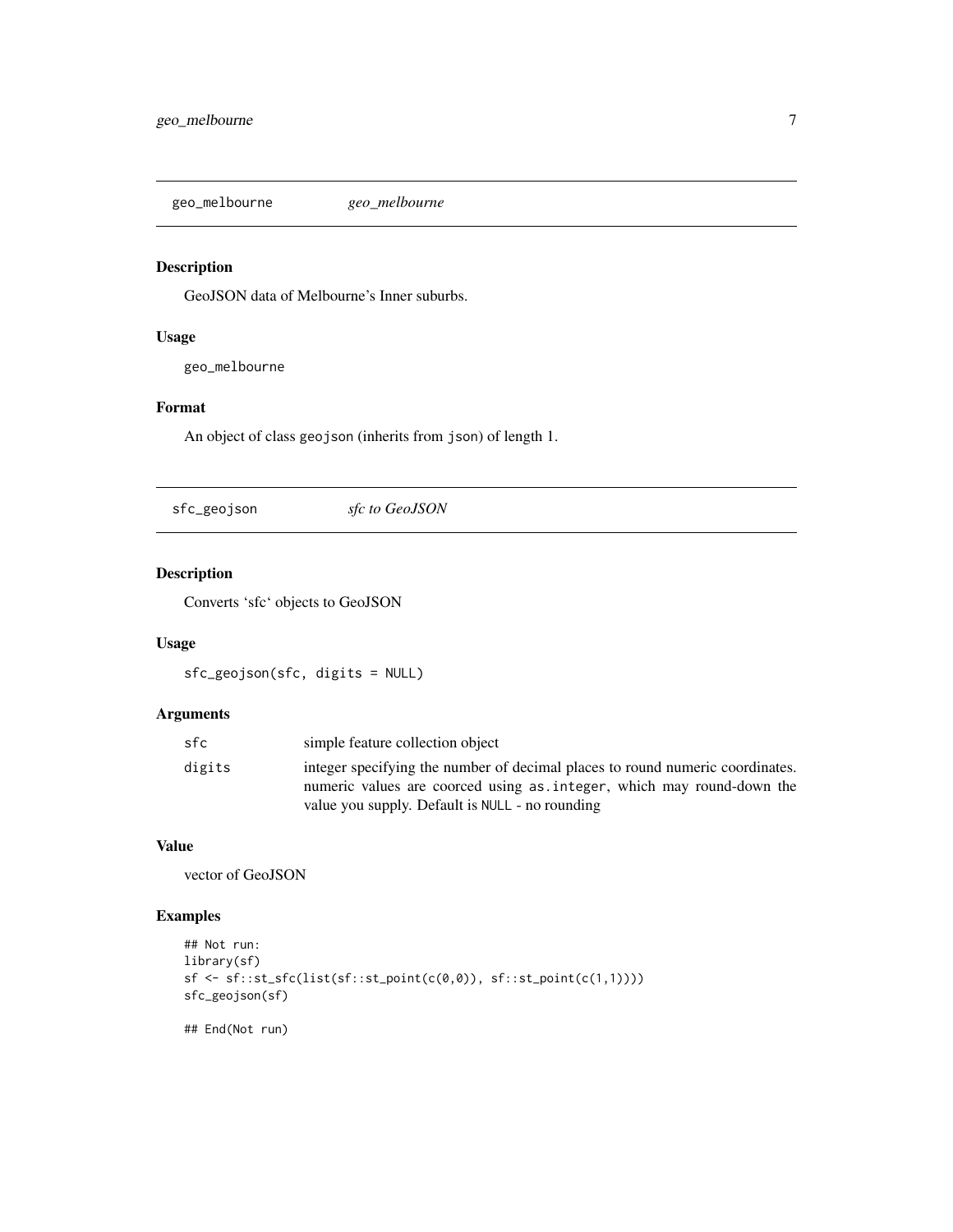## geo_melbourne — *geo_melbourne*

### Description

GeoJSON data of Melbourne's Inner suburbs.

### Usage

```
geo_melbourne
```

### Format

An object of class `geojson` (inherits from `json`) of length 1.

## sfc_geojson — *sfc to GeoJSON*

### Description

Converts 'sfc' objects to GeoJSON

### Usage

```
sfc_geojson(sfc, digits = NULL)
```

### Arguments

| | |
|---|---|
| sfc | simple feature collection object |
| digits | integer specifying the number of decimal places to round numeric coordinates. numeric values are coorced using `as.integer`, which may round-down the value you supply. Default is `NULL` - no rounding |

### Value

vector of GeoJSON

### Examples

```
## Not run:
library(sf)
sf <- sf::st_sfc(list(sf::st_point(c(0,0)), sf::st_point(c(1,1))))
sfc_geojson(sf)

## End(Not run)
```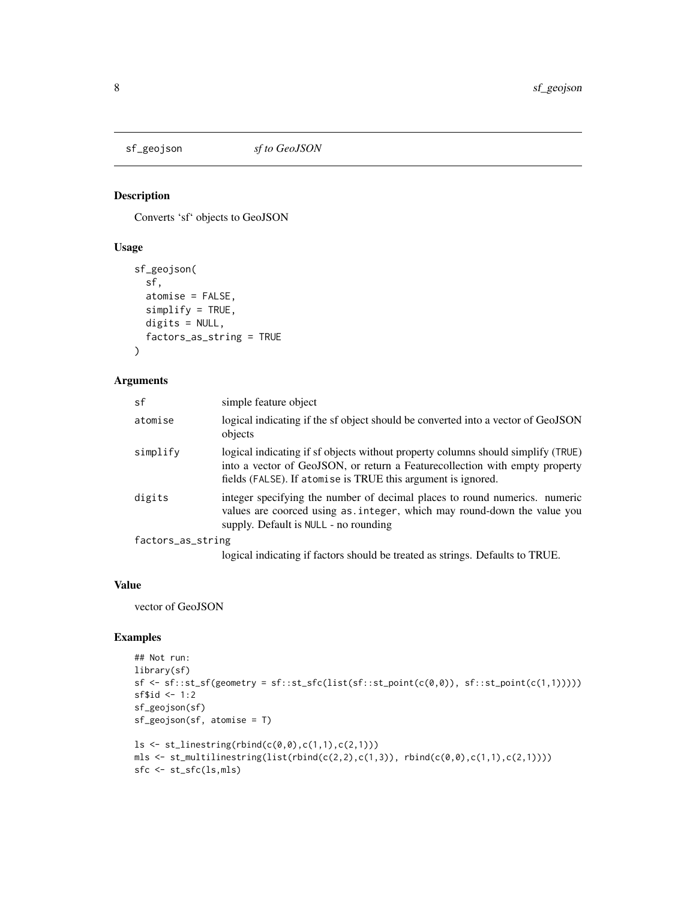`sf_geojson` *sf to GeoJSON*

## Description

Converts 'sf' objects to GeoJSON

## Usage

```
sf_geojson(
  sf,
  atomise = FALSE,
  simplify = TRUE,
  digits = NULL,
  factors_as_string = TRUE
)
```

## Arguments

| | |
|---|---|
| `sf` | simple feature object |
| `atomise` | logical indicating if the sf object should be converted into a vector of GeoJSON objects |
| `simplify` | logical indicating if sf objects without property columns should simplify (`TRUE`) into a vector of GeoJSON, or return a Featurecollection with empty property fields (`FALSE`). If `atomise` is TRUE this argument is ignored. |
| `digits` | integer specifying the number of decimal places to round numerics. numeric values are coorced using `as.integer`, which may round-down the value you supply. Default is `NULL` - no rounding |
| `factors_as_string` | logical indicating if factors should be treated as strings. Defaults to TRUE. |

## Value

vector of GeoJSON

## Examples

```
## Not run:
library(sf)
sf <- sf::st_sf(geometry = sf::st_sfc(list(sf::st_point(c(0,0)), sf::st_point(c(1,1)))))
sf$id <- 1:2
sf_geojson(sf)
sf_geojson(sf, atomise = T)

ls <- st_linestring(rbind(c(0,0),c(1,1),c(2,1)))
mls <- st_multilinestring(list(rbind(c(2,2),c(1,3)), rbind(c(0,0),c(1,1),c(2,1))))
sfc <- st_sfc(ls,mls)
```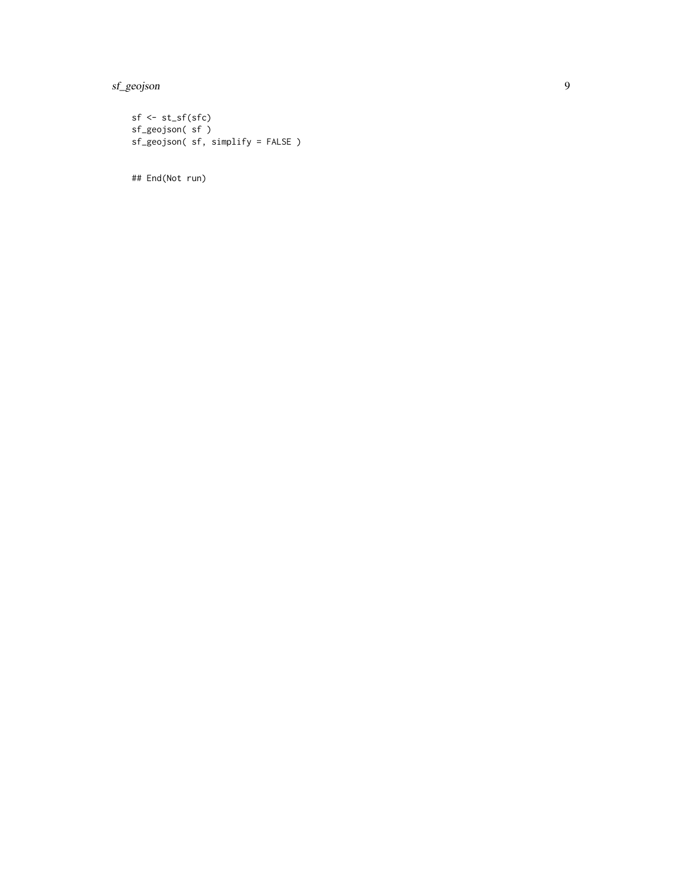```
sf <- st_sf(sfc)
sf_geojson( sf )
sf_geojson( sf, simplify = FALSE )


## End(Not run)
```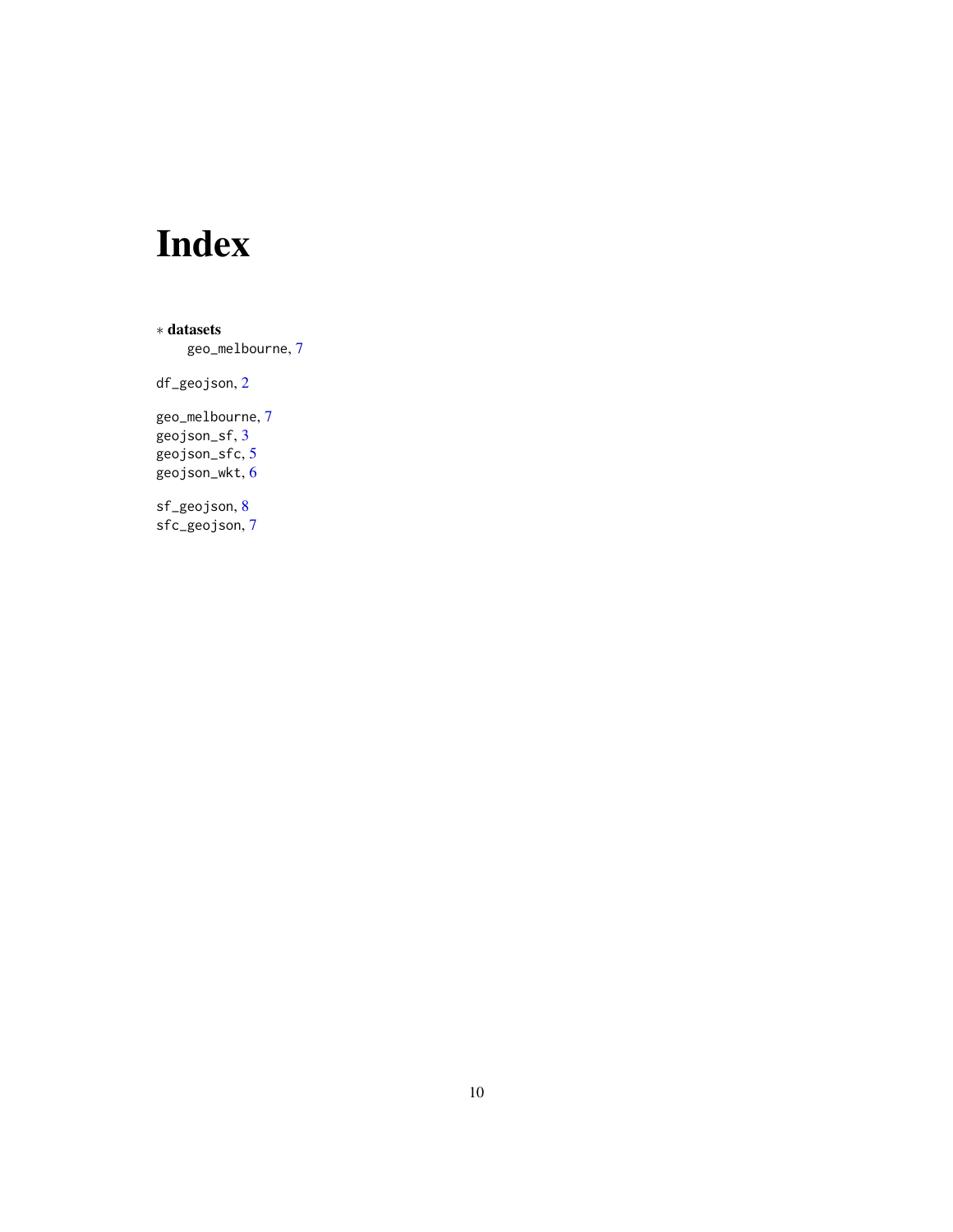# Index

∗ **datasets**
    geo_melbourne, 7

df_geojson, 2

geo_melbourne, 7
geojson_sf, 3
geojson_sfc, 5
geojson_wkt, 6

sf_geojson, 8
sfc_geojson, 7